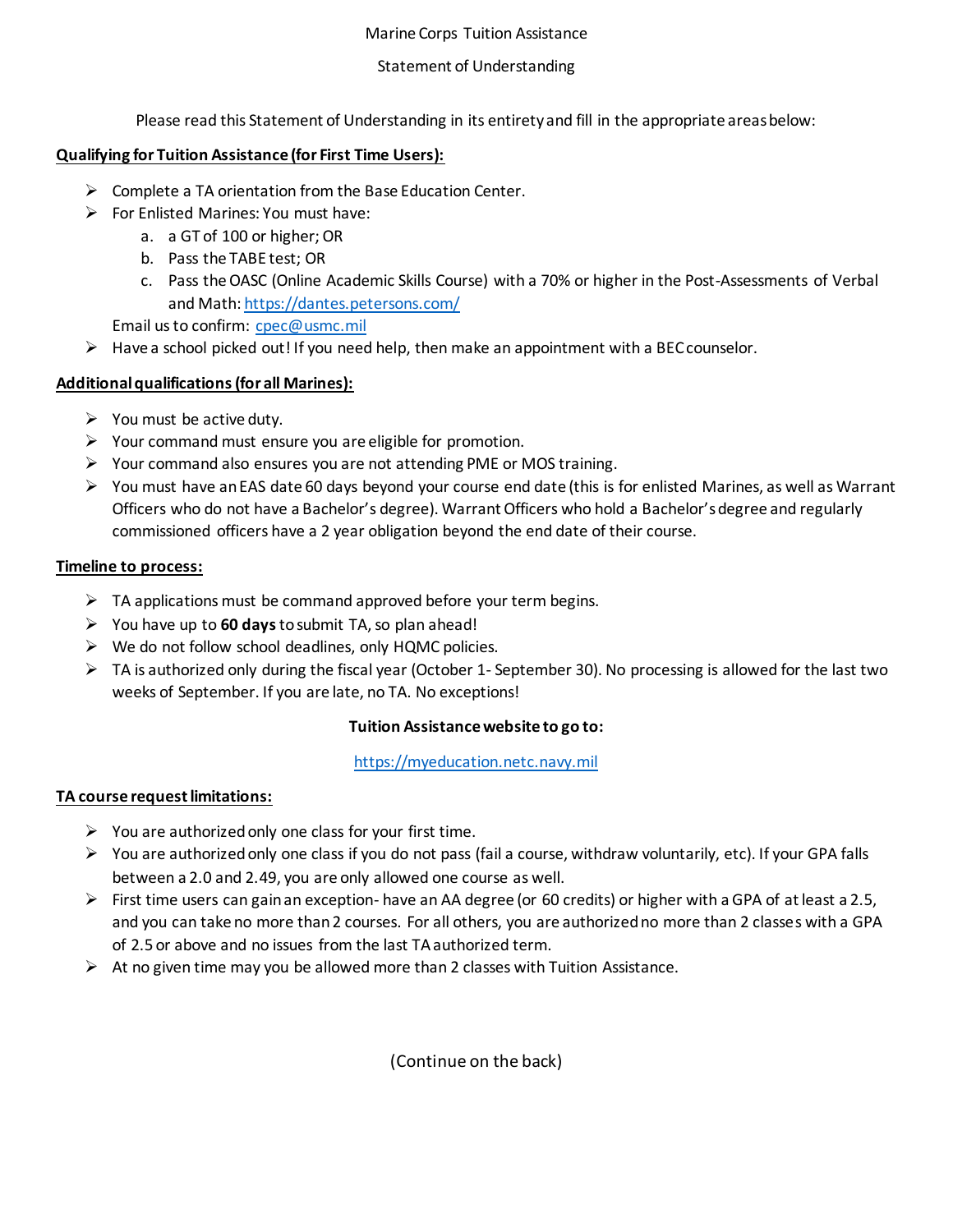# Marine Corps Tuition Assistance

## Statement of Understanding

Please read this Statement of Understanding in its entirety and fill in the appropriate areas below:

**Qualifying for Tuition Assistance (for First Time Users):**

- Complete a TA orientation from the Base Education Center.
- For Enlisted Marines: You must have:
  a. a GT of 100 or higher; OR
  b. Pass the TABE test; OR
  c. Pass the OASC (Online Academic Skills Course) with a 70% or higher in the Post-Assessments of Verbal and Math: https://dantes.petersons.com/

  Email us to confirm: cpec@usmc.mil
- Have a school picked out! If you need help, then make an appointment with a BEC counselor.

**Additional qualifications (for all Marines):**

- You must be active duty.
- Your command must ensure you are eligible for promotion.
- Your command also ensures you are not attending PME or MOS training.
- You must have an EAS date 60 days beyond your course end date (this is for enlisted Marines, as well as Warrant Officers who do not have a Bachelor's degree). Warrant Officers who hold a Bachelor's degree and regularly commissioned officers have a 2 year obligation beyond the end date of their course.

**Timeline to process:**

- TA applications must be command approved before your term begins.
- You have up to **60 days** to submit TA, so plan ahead!
- We do not follow school deadlines, only HQMC policies.
- TA is authorized only during the fiscal year (October 1- September 30). No processing is allowed for the last two weeks of September. If you are late, no TA. No exceptions!

**Tuition Assistance website to go to:**

https://myeducation.netc.navy.mil

**TA course request limitations:**

- You are authorized only one class for your first time.
- You are authorized only one class if you do not pass (fail a course, withdraw voluntarily, etc). If your GPA falls between a 2.0 and 2.49, you are only allowed one course as well.
- First time users can gain an exception- have an AA degree (or 60 credits) or higher with a GPA of at least a 2.5, and you can take no more than 2 courses. For all others, you are authorized no more than 2 classes with a GPA of 2.5 or above and no issues from the last TA authorized term.
- At no given time may you be allowed more than 2 classes with Tuition Assistance.

(Continue on the back)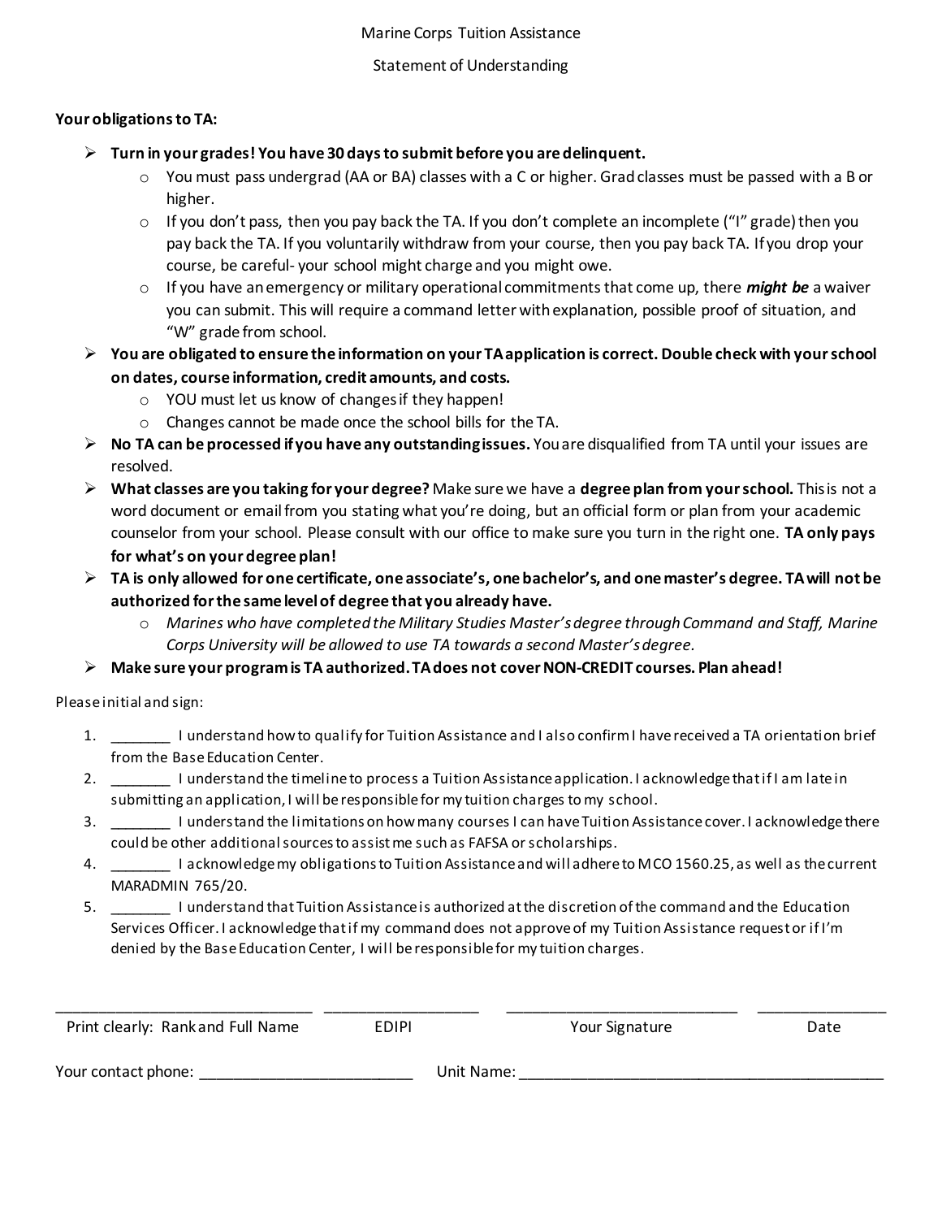Marine Corps Tuition Assistance

Statement of Understanding

**Your obligations to TA:**

- **Turn in your grades! You have 30 days to submit before you are delinquent.**
  - You must pass undergrad (AA or BA) classes with a C or higher. Grad classes must be passed with a B or higher.
  - If you don't pass, then you pay back the TA. If you don't complete an incomplete ("I" grade) then you pay back the TA. If you voluntarily withdraw from your course, then you pay back TA. If you drop your course, be careful- your school might charge and you might owe.
  - If you have an emergency or military operational commitments that come up, there ***might be*** a waiver you can submit. This will require a command letter with explanation, possible proof of situation, and "W" grade from school.
- **You are obligated to ensure the information on your TA application is correct. Double check with your school on dates, course information, credit amounts, and costs.**
  - YOU must let us know of changes if they happen!
  - Changes cannot be made once the school bills for the TA.
- **No TA can be processed if you have any outstanding issues.** You are disqualified from TA until your issues are resolved.
- **What classes are you taking for your degree?** Make sure we have a **degree plan from your school.** This is not a word document or email from you stating what you're doing, but an official form or plan from your academic counselor from your school. Please consult with our office to make sure you turn in the right one. **TA only pays for what's on your degree plan!**
- **TA is only allowed for one certificate, one associate's, one bachelor's, and one master's degree. TA will not be authorized for the same level of degree that you already have.**
  - *Marines who have completed the Military Studies Master's degree through Command and Staff, Marine Corps University will be allowed to use TA towards a second Master's degree.*
- **Make sure your program is TA authorized. TA does not cover NON-CREDIT courses. Plan ahead!**

Please initial and sign:

1. _______ I understand how to qualify for Tuition Assistance and I also confirm I have received a TA orientation brief from the Base Education Center.
2. _______ I understand the timeline to process a Tuition Assistance application. I acknowledge that if I am late in submitting an application, I will be responsible for my tuition charges to my school.
3. _______ I understand the limitations on how many courses I can have Tuition Assistance cover. I acknowledge there could be other additional sources to assist me such as FAFSA or scholarships.
4. _______ I acknowledge my obligations to Tuition Assistance and will adhere to MCO 1560.25, as well as the current MARADMIN 765/20.
5. _______ I understand that Tuition Assistance is authorized at the discretion of the command and the Education Services Officer. I acknowledge that if my command does not approve of my Tuition Assistance request or if I'm denied by the Base Education Center, I will be responsible for my tuition charges.

| | | | |
|---|---|---|---|
| ______________________________ | __________________ | ___________________________ | _______________ |
| Print clearly: Rank and Full Name | EDIPI | Your Signature | Date |

Your contact phone: ________________________ Unit Name: __________________________________________